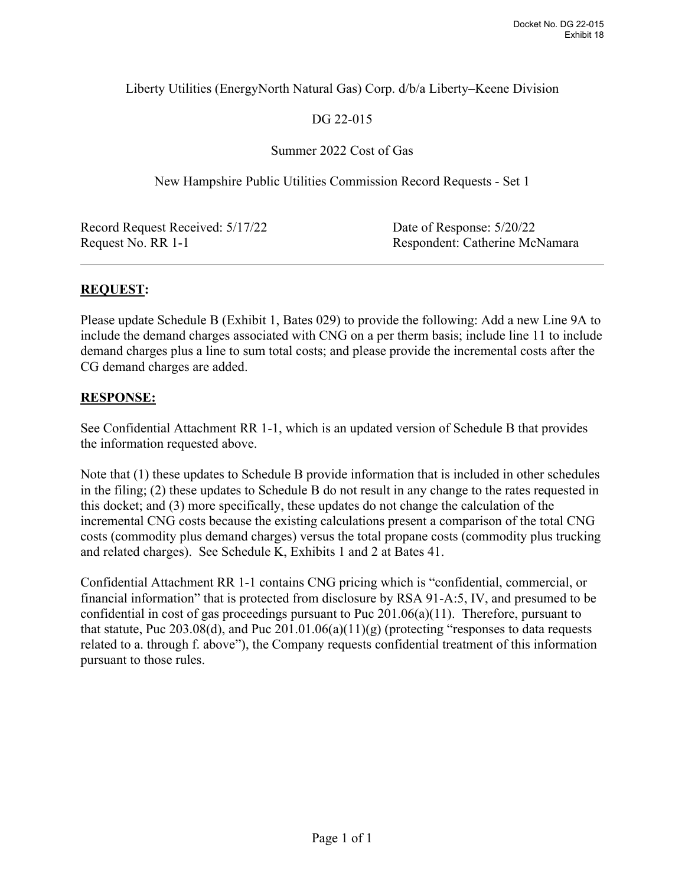Liberty Utilities (EnergyNorth Natural Gas) Corp. d/b/a Liberty–Keene Division

DG 22-015

Summer 2022 Cost of Gas

New Hampshire Public Utilities Commission Record Requests - Set 1

| | |
|---|---|
| Record Request Received: 5/17/22 | Date of Response: 5/20/22 |
| Request No. RR 1-1 | Respondent: Catherine McNamara |

---

## **REQUEST:**

Please update Schedule B (Exhibit 1, Bates 029) to provide the following: Add a new Line 9A to include the demand charges associated with CNG on a per therm basis; include line 11 to include demand charges plus a line to sum total costs; and please provide the incremental costs after the CG demand charges are added.

## **RESPONSE:**

See Confidential Attachment RR 1-1, which is an updated version of Schedule B that provides the information requested above.

Note that (1) these updates to Schedule B provide information that is included in other schedules in the filing; (2) these updates to Schedule B do not result in any change to the rates requested in this docket; and (3) more specifically, these updates do not change the calculation of the incremental CNG costs because the existing calculations present a comparison of the total CNG costs (commodity plus demand charges) versus the total propane costs (commodity plus trucking and related charges). See Schedule K, Exhibits 1 and 2 at Bates 41.

Confidential Attachment RR 1-1 contains CNG pricing which is "confidential, commercial, or financial information" that is protected from disclosure by RSA 91-A:5, IV, and presumed to be confidential in cost of gas proceedings pursuant to Puc 201.06(a)(11). Therefore, pursuant to that statute, Puc 203.08(d), and Puc 201.01.06(a)(11)(g) (protecting "responses to data requests related to a. through f. above"), the Company requests confidential treatment of this information pursuant to those rules.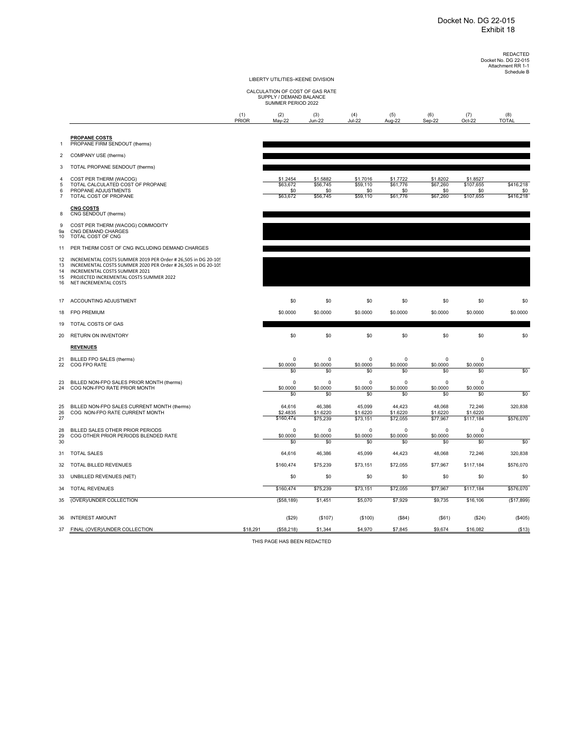Docket No. DG 22-015
Exhibit 18

REDACTED
Docket No. DG 22-015
Attachment RR 1-1
Schedule B

LIBERTY UTILITIES–KEENE DIVISION

CALCULATION OF COST OF GAS RATE
SUPPLY / DEMAND BALANCE
SUMMER PERIOD 2022

| | | (1) PRIOR | (2) May-22 | (3) Jun-22 | (4) Jul-22 | (5) Aug-22 | (6) Sep-22 | (7) Oct-22 | (8) TOTAL |
|---|---|---|---|---|---|---|---|---|---|
| | **PROPANE COSTS** | | | | | | | | |
| 1 | PROPANE FIRM SENDOUT (therms) | | | | | | | | |
| 2 | COMPANY USE (therms) | | | | | | | | |
| 3 | TOTAL PROPANE SENDOUT (therms) | | | | | | | | |
| 4 | COST PER THERM (WACOG) | | $1.2454 | $1.5882 | $1.7016 | $1.7722 | $1.8202 | $1.8527 | |
| 5 | TOTAL CALCULATED COST OF PROPANE | | $63,672 | $56,745 | $59,110 | $61,776 | $67,260 | $107,655 | $416,218 |
| 6 | PROPANE ADJUSTMENTS | | $0 | $0 | $0 | $0 | $0 | $0 | $0 |
| 7 | TOTAL COST OF PROPANE | | $63,672 | $56,745 | $59,110 | $61,776 | $67,260 | $107,655 | $416,218 |
| | **CNG COSTS** | | | | | | | | |
| 8 | CNG SENDOUT (therms) | | | | | | | | |
| 9 | COST PER THERM (WACOG) COMMODITY | | | | | | | | |
| 9a | CNG DEMAND CHARGES | | | | | | | | |
| 10 | TOTAL COST OF CNG | | | | | | | | |
| 11 | PER THERM COST OF CNG INCLUDING DEMAND CHARGES | | | | | | | | |
| 12 | INCREMENTAL COSTS SUMMER 2019 PER Order # 26,505 in DG 20-105 | | | | | | | | |
| 13 | INCREMENTAL COSTS SUMMER 2020 PER Order # 26,505 in DG 20-105 | | | | | | | | |
| 14 | INCREMENTAL COSTS SUMMER 2021 | | | | | | | | |
| 15 | PROJECTED INCREMENTAL COSTS SUMMER 2022 | | | | | | | | |
| 16 | NET INCREMENTAL COSTS | | | | | | | | |
| 17 | ACCOUNTING ADJUSTMENT | | $0 | $0 | $0 | $0 | $0 | $0 | $0 |
| 18 | FPO PREMIUM | | $0.0000 | $0.0000 | $0.0000 | $0.0000 | $0.0000 | $0.0000 | $0.0000 |
| 19 | TOTAL COSTS OF GAS | | | | | | | | |
| 20 | RETURN ON INVENTORY | | $0 | $0 | $0 | $0 | $0 | $0 | $0 |
| | **REVENUES** | | | | | | | | |
| 21 | BILLED FPO SALES (therms) | | 0 | 0 | 0 | 0 | 0 | 0 | |
| 22 | COG FPO RATE | | $0.0000 | $0.0000 | $0.0000 | $0.0000 | $0.0000 | $0.0000 | |
| | | | $0 | $0 | $0 | $0 | $0 | $0 | $0 |
| 23 | BILLED NON-FPO SALES PRIOR MONTH (therms) | | 0 | 0 | 0 | 0 | 0 | 0 | |
| 24 | COG NON-FPO RATE PRIOR MONTH | | $0.0000 | $0.0000 | $0.0000 | $0.0000 | $0.0000 | $0.0000 | |
| | | | $0 | $0 | $0 | $0 | $0 | $0 | $0 |
| 25 | BILLED NON-FPO SALES CURRENT MONTH (therms) | | 64,616 | 46,386 | 45,099 | 44,423 | 48,068 | 72,246 | 320,838 |
| 26 | COG NON-FPO RATE CURRENT MONTH | | $2.4835 | $1.6220 | $1.6220 | $1.6220 | $1.6220 | $1.6220 | |
| 27 | | | $160,474 | $75,239 | $73,151 | $72,055 | $77,967 | $117,184 | $576,070 |
| 28 | BILLED SALES OTHER PRIOR PERIODS | | 0 | 0 | 0 | 0 | 0 | 0 | |
| 29 | COG OTHER PRIOR PERIODS BLENDED RATE | | $0.0000 | $0.0000 | $0.0000 | $0.0000 | $0.0000 | $0.0000 | |
| 30 | | | $0 | $0 | $0 | $0 | $0 | $0 | $0 |
| 31 | TOTAL SALES | | 64,616 | 46,386 | 45,099 | 44,423 | 48,068 | 72,246 | 320,838 |
| 32 | TOTAL BILLED REVENUES | | $160,474 | $75,239 | $73,151 | $72,055 | $77,967 | $117,184 | $576,070 |
| 33 | UNBILLED REVENUES (NET) | | $0 | $0 | $0 | $0 | $0 | $0 | $0 |
| 34 | TOTAL REVENUES | | $160,474 | $75,239 | $73,151 | $72,055 | $77,967 | $117,184 | $576,070 |
| 35 | (OVER)/UNDER COLLECTION | | ($58,189) | $1,451 | $5,070 | $7,929 | $9,735 | $16,106 | ($17,899) |
| 36 | INTEREST AMOUNT | | ($29) | ($107) | ($100) | ($84) | ($61) | ($24) | ($405) |
| 37 | FINAL (OVER)/UNDER COLLECTION | $18,291 | ($58,218) | $1,344 | $4,970 | $7,845 | $9,674 | $16,082 | ($13) |

THIS PAGE HAS BEEN REDACTED